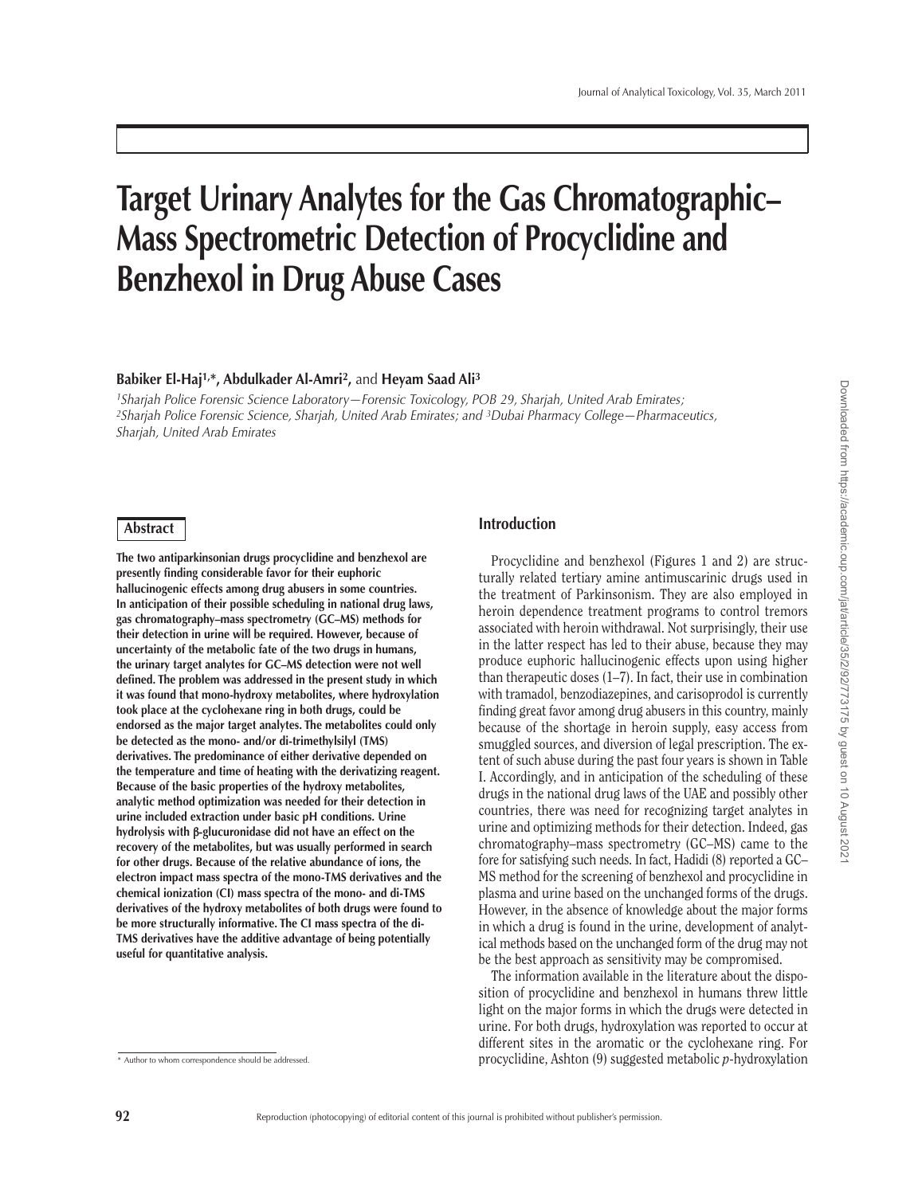# Target Urinary Analytes for the Gas Chromatographic–Mass Spectrometric Detection of Procyclidine and Benzhexol in Drug Abuse Cases

**Babiker El-Haj[1,*], Abdulkader Al-Amri[2],** and **Heyam Saad Ali[3]**

*[1]Sharjah Police Forensic Science Laboratory—Forensic Toxicology, POB 29, Sharjah, United Arab Emirates; [2]Sharjah Police Forensic Science, Sharjah, United Arab Emirates; and [3]Dubai Pharmacy College—Pharmaceutics, Sharjah, United Arab Emirates*

## Abstract

**The two antiparkinsonian drugs procyclidine and benzhexol are presently finding considerable favor for their euphoric hallucinogenic effects among drug abusers in some countries. In anticipation of their possible scheduling in national drug laws, gas chromatography–mass spectrometry (GC–MS) methods for their detection in urine will be required. However, because of uncertainty of the metabolic fate of the two drugs in humans, the urinary target analytes for GC–MS detection were not well defined. The problem was addressed in the present study in which it was found that mono-hydroxy metabolites, where hydroxylation took place at the cyclohexane ring in both drugs, could be endorsed as the major target analytes. The metabolites could only be detected as the mono- and/or di-trimethylsilyl (TMS) derivatives. The predominance of either derivative depended on the temperature and time of heating with the derivatizing reagent. Because of the basic properties of the hydroxy metabolites, analytic method optimization was needed for their detection in urine included extraction under basic pH conditions. Urine hydrolysis with β-glucuronidase did not have an effect on the recovery of the metabolites, but was usually performed in search for other drugs. Because of the relative abundance of ions, the electron impact mass spectra of the mono-TMS derivatives and the chemical ionization (CI) mass spectra of the mono- and di-TMS derivatives of the hydroxy metabolites of both drugs were found to be more structurally informative. The CI mass spectra of the di-TMS derivatives have the additive advantage of being potentially useful for quantitative analysis.**

## Introduction

Procyclidine and benzhexol (Figures 1 and 2) are structurally related tertiary amine antimuscarinic drugs used in the treatment of Parkinsonism. They are also employed in heroin dependence treatment programs to control tremors associated with heroin withdrawal. Not surprisingly, their use in the latter respect has led to their abuse, because they may produce euphoric hallucinogenic effects upon using higher than therapeutic doses (1–7). In fact, their use in combination with tramadol, benzodiazepines, and carisoprodol is currently finding great favor among drug abusers in this country, mainly because of the shortage in heroin supply, easy access from smuggled sources, and diversion of legal prescription. The extent of such abuse during the past four years is shown in Table I. Accordingly, and in anticipation of the scheduling of these drugs in the national drug laws of the UAE and possibly other countries, there was need for recognizing target analytes in urine and optimizing methods for their detection. Indeed, gas chromatography–mass spectrometry (GC–MS) came to the fore for satisfying such needs. In fact, Hadidi (8) reported a GC–MS method for the screening of benzhexol and procyclidine in plasma and urine based on the unchanged forms of the drugs. However, in the absence of knowledge about the major forms in which a drug is found in the urine, development of analytical methods based on the unchanged form of the drug may not be the best approach as sensitivity may be compromised.

The information available in the literature about the disposition of procyclidine and benzhexol in humans threw little light on the major forms in which the drugs were detected in urine. For both drugs, hydroxylation was reported to occur at different sites in the aromatic or the cyclohexane ring. For procyclidine, Ashton (9) suggested metabolic *p*-hydroxylation

\* Author to whom correspondence should be addressed.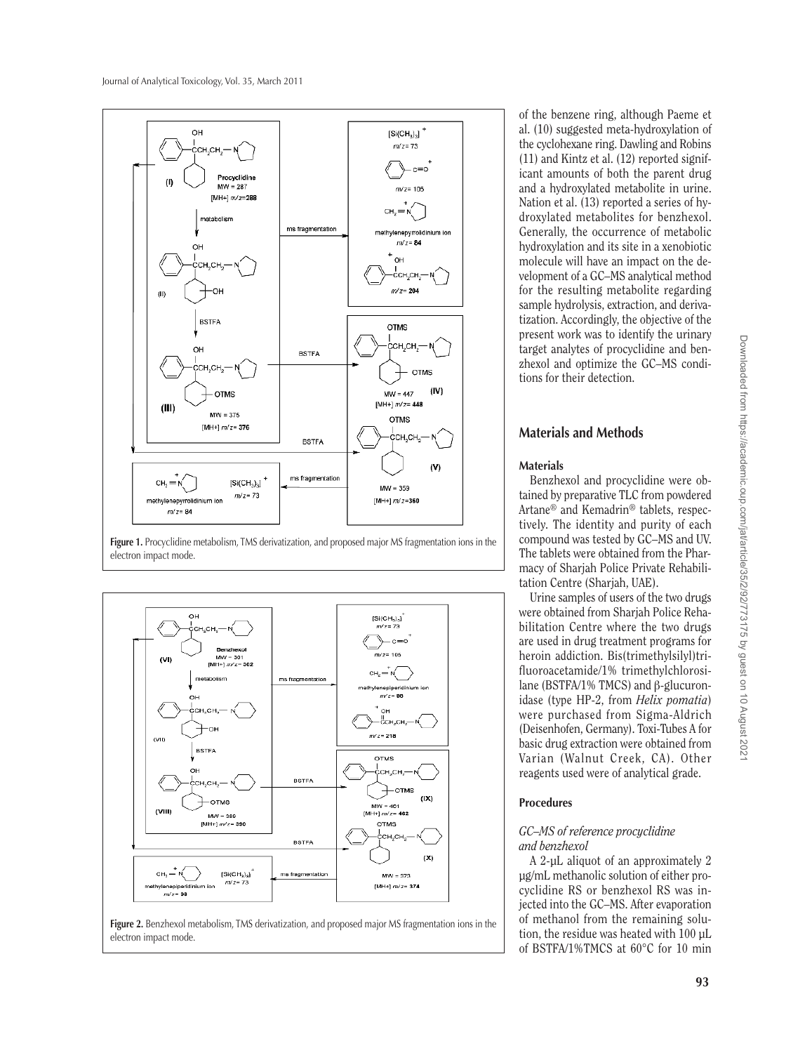Figure 1. Procyclidine metabolism, TMS derivatization, and proposed major MS fragmentation ions in the electron impact mode.

Figure 2. Benzhexol metabolism, TMS derivatization, and proposed major MS fragmentation ions in the electron impact mode.

of the benzene ring, although Paeme et al. (10) suggested meta-hydroxylation of the cyclohexane ring. Dawling and Robins (11) and Kintz et al. (12) reported significant amounts of both the parent drug and a hydroxylated metabolite in urine. Nation et al. (13) reported a series of hydroxylated metabolites for benzhexol. Generally, the occurrence of metabolic hydroxylation and its site in a xenobiotic molecule will have an impact on the development of a GC–MS analytical method for the resulting metabolite regarding sample hydrolysis, extraction, and derivatization. Accordingly, the objective of the present work was to identify the urinary target analytes of procyclidine and benzhexol and optimize the GC–MS conditions for their detection.

## Materials and Methods

### Materials

Benzhexol and procyclidine were obtained by preparative TLC from powdered Artane® and Kemadrin® tablets, respectively. The identity and purity of each compound was tested by GC–MS and UV. The tablets were obtained from the Pharmacy of Sharjah Police Private Rehabilitation Centre (Sharjah, UAE).

Urine samples of users of the two drugs were obtained from Sharjah Police Rehabilitation Centre where the two drugs are used in drug treatment programs for heroin addiction. Bis(trimethylsilyl)trifluoroacetamide/1% trimethylchlorosilane (BSTFA/1% TMCS) and β-glucuronidase (type HP-2, from *Helix pomatia*) were purchased from Sigma-Aldrich (Deisenhofen, Germany). Toxi-Tubes A for basic drug extraction were obtained from Varian (Walnut Creek, CA). Other reagents used were of analytical grade.

### Procedures

#### *GC–MS of reference procyclidine and benzhexol*

A 2-μL aliquot of an approximately 2 μg/mL methanolic solution of either procyclidine RS or benzhexol RS was injected into the GC–MS. After evaporation of methanol from the remaining solution, the residue was heated with 100 μL of BSTFA/1%TMCS at 60°C for 10 min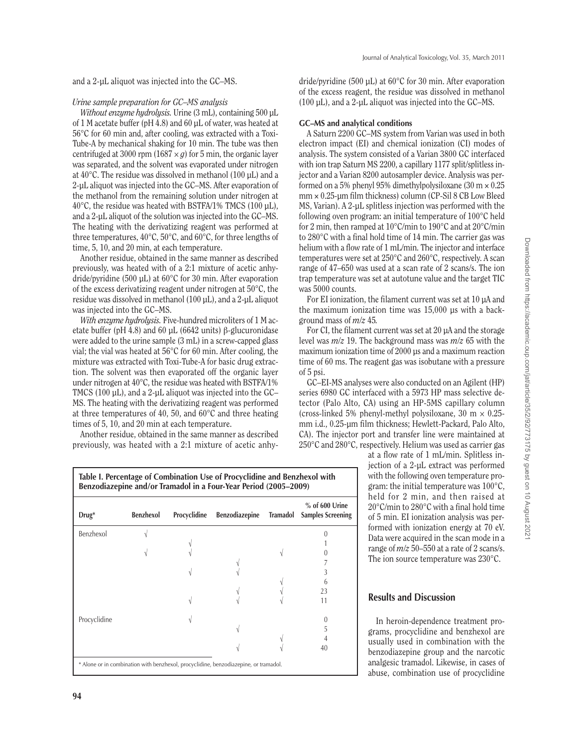and a 2-µL aliquot was injected into the GC–MS.

### *Urine sample preparation for GC–MS analysis*

*Without enzyme hydrolysis.* Urine (3 mL), containing 500 µL of 1 M acetate buffer (pH 4.8) and 60 µL of water, was heated at 56°C for 60 min and, after cooling, was extracted with a Toxi-Tube-A by mechanical shaking for 10 min. The tube was then centrifuged at 3000 rpm (1687 × *g*) for 5 min, the organic layer was separated, and the solvent was evaporated under nitrogen at 40°C. The residue was dissolved in methanol (100 µL) and a 2-µL aliquot was injected into the GC–MS. After evaporation of the methanol from the remaining solution under nitrogen at 40°C, the residue was heated with BSTFA/1% TMCS (100 µL), and a 2-µL aliquot of the solution was injected into the GC–MS. The heating with the derivatizing reagent was performed at three temperatures, 40°C, 50°C, and 60°C, for three lengths of time, 5, 10, and 20 min, at each temperature.

Another residue, obtained in the same manner as described previously, was heated with of a 2:1 mixture of acetic anhydride/pyridine (500 µL) at 60°C for 30 min. After evaporation of the excess derivatizing reagent under nitrogen at 50°C, the residue was dissolved in methanol (100 µL), and a 2-µL aliquot was injected into the GC–MS.

*With enzyme hydrolysis.* Five-hundred microliters of 1 M acetate buffer (pH 4.8) and 60 µL (6642 units) β-glucuronidase were added to the urine sample (3 mL) in a screw-capped glass vial; the vial was heated at 56°C for 60 min. After cooling, the mixture was extracted with Toxi-Tube-A for basic drug extraction. The solvent was then evaporated off the organic layer under nitrogen at 40°C, the residue was heated with BSTFA/1% TMCS (100 µL), and a 2-µL aliquot was injected into the GC–MS. The heating with the derivatizing reagent was performed at three temperatures of 40, 50, and 60°C and three heating times of 5, 10, and 20 min at each temperature.

Another residue, obtained in the same manner as described previously, was heated with a 2:1 mixture of acetic anhydride/pyridine (500 µL) at 60°C for 30 min. After evaporation of the excess reagent, the residue was dissolved in methanol (100 µL), and a 2-µL aliquot was injected into the GC–MS.

### GC–MS and analytical conditions

A Saturn 2200 GC–MS system from Varian was used in both electron impact (EI) and chemical ionization (CI) modes of analysis. The system consisted of a Varian 3800 GC interfaced with ion trap Saturn MS 2200, a capillary 1177 split/splitless injector and a Varian 8200 autosampler device. Analysis was performed on a 5% phenyl 95% dimethylpolysiloxane (30 m × 0.25 mm × 0.25-µm film thickness) column (CP-Sil 8 CB Low Bleed MS, Varian). A 2-µL splitless injection was performed with the following oven program: an initial temperature of 100°C held for 2 min, then ramped at 10°C/min to 190°C and at 20°C/min to 280°C with a final hold time of 14 min. The carrier gas was helium with a flow rate of 1 mL/min. The injector and interface temperatures were set at 250°C and 260°C, respectively. A scan range of 47–650 was used at a scan rate of 2 scans/s. The ion trap temperature was set at autotune value and the target TIC was 5000 counts.

For EI ionization, the filament current was set at 10 µA and the maximum ionization time was 15,000 µs with a background mass of *m/z* 45.

For CI, the filament current was set at 20 µA and the storage level was *m/z* 19. The background mass was *m/z* 65 with the maximum ionization time of 2000 µs and a maximum reaction time of 60 ms. The reagent gas was isobutane with a pressure of 5 psi.

GC–EI-MS analyses were also conducted on an Agilent (HP) series 6980 GC interfaced with a 5973 HP mass selective detector (Palo Alto, CA) using an HP-5MS capillary column (cross-linked 5% phenyl-methyl polysiloxane, 30 m × 0.25-mm i.d., 0.25-µm film thickness; Hewlett-Packard, Palo Alto, CA). The injector port and transfer line were maintained at 250°C and 280°C, respectively. Helium was used as carrier gas at a flow rate of 1 mL/min. Splitless injection of a 2-µL extract was performed with the following oven temperature program: the initial temperature was 100°C, held for 2 min, and then raised at 20°C/min to 280°C with a final hold time of 5 min. EI ionization analysis was performed with ionization energy at 70 eV. Data were acquired in the scan mode in a range of *m/z* 50–550 at a rate of 2 scans/s. The ion source temperature was 230°C.

**Table I. Percentage of Combination Use of Procyclidine and Benzhexol with Benzodiazepine and/or Tramadol in a Four-Year Period (2005–2009)**

| Drug* | Benzhexol | Procyclidine | Benzodiazepine | Tramadol | % of 600 Urine Samples Screening |
|---|---|---|---|---|---|
| Benzhexol | √ | | | | 0 |
| | | √ | | | 1 |
| | √ | √ | | √ | 0 |
| | | | √ | | 7 |
| | | √ | √ | | 3 |
| | | | | √ | 6 |
| | | | √ | √ | 23 |
| | | √ | √ | √ | 11 |
| Procyclidine | | √ | | | 0 |
| | | | √ | | 5 |
| | | | | √ | 4 |
| | | | √ | √ | 40 |

\* Alone or in combination with benzhexol, procyclidine, benzodiazepine, or tramadol.

## Results and Discussion

In heroin-dependence treatment programs, procyclidine and benzhexol are usually used in combination with the benzodiazepine group and the narcotic analgesic tramadol. Likewise, in cases of abuse, combination use of procyclidine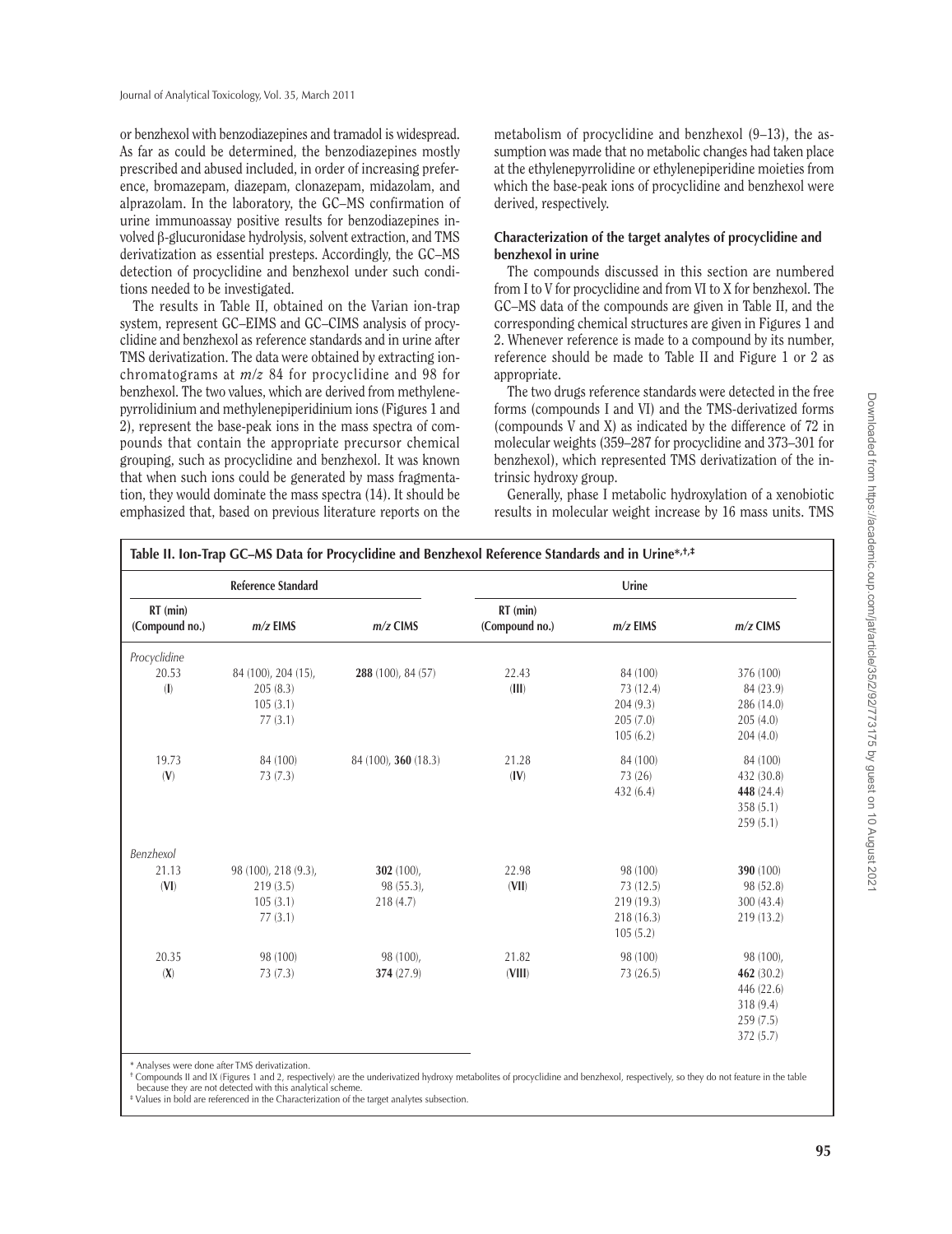or benzhexol with benzodiazepines and tramadol is widespread. As far as could be determined, the benzodiazepines mostly prescribed and abused included, in order of increasing preference, bromazepam, diazepam, clonazepam, midazolam, and alprazolam. In the laboratory, the GC–MS confirmation of urine immunoassay positive results for benzodiazepines involved β-glucuronidase hydrolysis, solvent extraction, and TMS derivatization as essential presteps. Accordingly, the GC–MS detection of procyclidine and benzhexol under such conditions needed to be investigated.

The results in Table II, obtained on the Varian ion-trap system, represent GC–EIMS and GC–CIMS analysis of procyclidine and benzhexol as reference standards and in urine after TMS derivatization. The data were obtained by extracting ion-chromatograms at *m/z* 84 for procyclidine and 98 for benzhexol. The two values, which are derived from methylenepyrrolidinium and methylenepiperidinium ions (Figures 1 and 2), represent the base-peak ions in the mass spectra of compounds that contain the appropriate precursor chemical grouping, such as procyclidine and benzhexol. It was known that when such ions could be generated by mass fragmentation, they would dominate the mass spectra (14). It should be emphasized that, based on previous literature reports on the metabolism of procyclidine and benzhexol (9–13), the assumption was made that no metabolic changes had taken place at the ethylenepyrrolidine or ethylenepiperidine moieties from which the base-peak ions of procyclidine and benzhexol were derived, respectively.

### Characterization of the target analytes of procyclidine and benzhexol in urine

The compounds discussed in this section are numbered from I to V for procyclidine and from VI to X for benzhexol. The GC–MS data of the compounds are given in Table II, and the corresponding chemical structures are given in Figures 1 and 2. Whenever reference is made to a compound by its number, reference should be made to Table II and Figure 1 or 2 as appropriate.

The two drugs reference standards were detected in the free forms (compounds I and VI) and the TMS-derivatized forms (compounds V and X) as indicated by the difference of 72 in molecular weights (359–287 for procyclidine and 373–301 for benzhexol), which represented TMS derivatization of the intrinsic hydroxy group.

Generally, phase I metabolic hydroxylation of a xenobiotic results in molecular weight increase by 16 mass units. TMS

**Table II. Ion-Trap GC–MS Data for Procyclidine and Benzhexol Reference Standards and in Urine*,†,‡**

| Reference Standard | | | Urine | | |
|---|---|---|---|---|---|
| RT (min) (Compound no.) | *m/z* EIMS | *m/z* CIMS | RT (min) (Compound no.) | *m/z* EIMS | *m/z* CIMS |
| *Procyclidine* | | | | | |
| 20.53 (I) | 84 (100), 204 (15), 205 (8.3), 105 (3.1), 77 (3.1) | **288** (100), 84 (57) | 22.43 (III) | 84 (100), 73 (12.4), 204 (9.3), 205 (7.0), 105 (6.2) | 376 (100), 84 (23.9), 286 (14.0), 205 (4.0), 204 (4.0) |
| 19.73 (V) | 84 (100), 73 (7.3) | 84 (100), **360** (18.3) | 21.28 (IV) | 84 (100), 73 (26), 432 (6.4) | 84 (100), 432 (30.8), **448** (24.4), 358 (5.1), 259 (5.1) |
| *Benzhexol* | | | | | |
| 21.13 (VI) | 98 (100), 218 (9.3), 219 (3.5), 105 (3.1), 77 (3.1) | **302** (100), 98 (55.3), 218 (4.7) | 22.98 (VII) | 98 (100), 73 (12.5), 219 (19.3), 218 (16.3), 105 (5.2) | **390** (100), 98 (52.8), 300 (43.4), 219 (13.2) |
| 20.35 (X) | 98 (100), 73 (7.3) | 98 (100), **374** (27.9) | 21.82 (VIII) | 98 (100), 73 (26.5) | 98 (100), **462** (30.2), 446 (22.6), 318 (9.4), 259 (7.5), 372 (5.7) |

\* Analyses were done after TMS derivatization.
† Compounds II and IX (Figures 1 and 2, respectively) are the underivatized hydroxy metabolites of procyclidine and benzhexol, respectively, so they do not feature in the table because they are not detected with this analytical scheme.
‡ Values in bold are referenced in the Characterization of the target analytes subsection.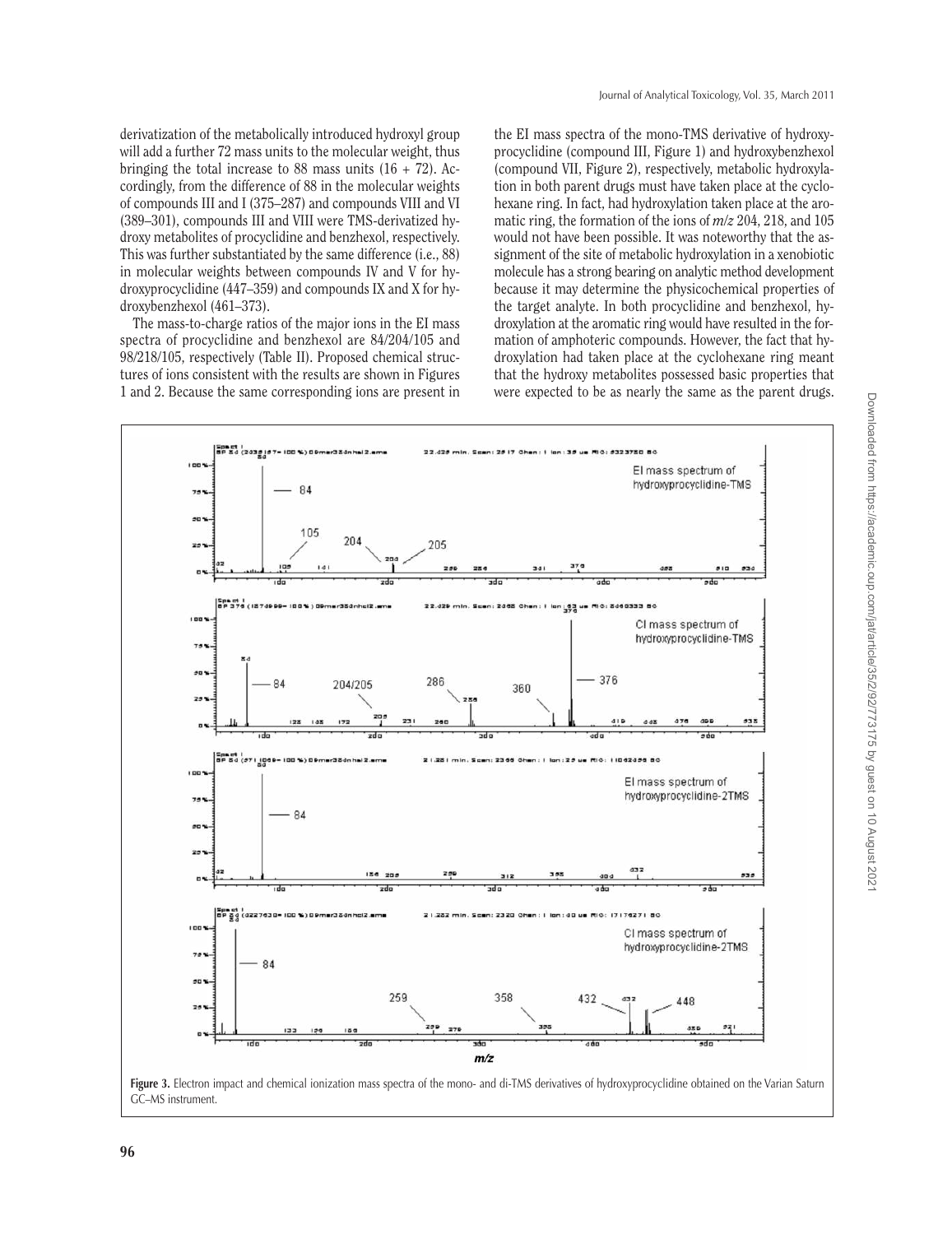derivatization of the metabolically introduced hydroxyl group will add a further 72 mass units to the molecular weight, thus bringing the total increase to 88 mass units (16 + 72). Accordingly, from the difference of 88 in the molecular weights of compounds III and I (375–287) and compounds VIII and VI (389–301), compounds III and VIII were TMS-derivatized hydroxy metabolites of procyclidine and benzhexol, respectively. This was further substantiated by the same difference (i.e., 88) in molecular weights between compounds IV and V for hydroxyprocyclidine (447–359) and compounds IX and X for hydroxybenzhexol (461–373).

The mass-to-charge ratios of the major ions in the EI mass spectra of procyclidine and benzhexol are 84/204/105 and 98/218/105, respectively (Table II). Proposed chemical structures of ions consistent with the results are shown in Figures 1 and 2. Because the same corresponding ions are present in the EI mass spectra of the mono-TMS derivative of hydroxyprocyclidine (compound III, Figure 1) and hydroxybenzhexol (compound VII, Figure 2), respectively, metabolic hydroxylation in both parent drugs must have taken place at the cyclohexane ring. In fact, had hydroxylation taken place at the aromatic ring, the formation of the ions of *m/z* 204, 218, and 105 would not have been possible. It was noteworthy that the assignment of the site of metabolic hydroxylation in a xenobiotic molecule has a strong bearing on analytic method development because it may determine the physicochemical properties of the target analyte. In both procyclidine and benzhexol, hydroxylation at the aromatic ring would have resulted in the formation of amphoteric compounds. However, the fact that hydroxylation had taken place at the cyclohexane ring meant that the hydroxy metabolites possessed basic properties that were expected to be as nearly the same as the parent drugs.

**Figure 3.** Electron impact and chemical ionization mass spectra of the mono- and di-TMS derivatives of hydroxyprocyclidine obtained on the Varian Saturn GC–MS instrument.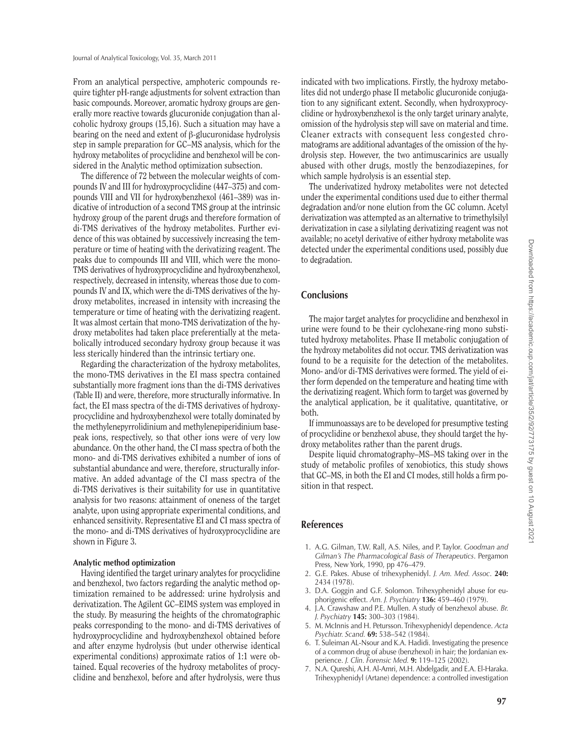From an analytical perspective, amphoteric compounds require tighter pH-range adjustments for solvent extraction than basic compounds. Moreover, aromatic hydroxy groups are generally more reactive towards glucuronide conjugation than alcoholic hydroxy groups (15,16). Such a situation may have a bearing on the need and extent of β-glucuronidase hydrolysis step in sample preparation for GC–MS analysis, which for the hydroxy metabolites of procyclidine and benzhexol will be considered in the Analytic method optimization subsection.

The difference of 72 between the molecular weights of compounds IV and III for hydroxyprocyclidine (447–375) and compounds VIII and VII for hydroxybenzhexol (461–389) was indicative of introduction of a second TMS group at the intrinsic hydroxy group of the parent drugs and therefore formation of di-TMS derivatives of the hydroxy metabolites. Further evidence of this was obtained by successively increasing the temperature or time of heating with the derivatizing reagent. The peaks due to compounds III and VIII, which were the mono-TMS derivatives of hydroxyprocyclidine and hydroxybenzhexol, respectively, decreased in intensity, whereas those due to compounds IV and IX, which were the di-TMS derivatives of the hydroxy metabolites, increased in intensity with increasing the temperature or time of heating with the derivatizing reagent. It was almost certain that mono-TMS derivatization of the hydroxy metabolites had taken place preferentially at the metabolically introduced secondary hydroxy group because it was less sterically hindered than the intrinsic tertiary one.

Regarding the characterization of the hydroxy metabolites, the mono-TMS derivatives in the EI mass spectra contained substantially more fragment ions than the di-TMS derivatives (Table II) and were, therefore, more structurally informative. In fact, the EI mass spectra of the di-TMS derivatives of hydroxyprocyclidine and hydroxybenzhexol were totally dominated by the methylenepyrrolidinium and methylenepiperidinium base-peak ions, respectively, so that other ions were of very low abundance. On the other hand, the CI mass spectra of both the mono- and di-TMS derivatives exhibited a number of ions of substantial abundance and were, therefore, structurally informative. An added advantage of the CI mass spectra of the di-TMS derivatives is their suitability for use in quantitative analysis for two reasons: attainment of oneness of the target analyte, upon using appropriate experimental conditions, and enhanced sensitivity. Representative EI and CI mass spectra of the mono- and di-TMS derivatives of hydroxyprocyclidine are shown in Figure 3.

### Analytic method optimization

Having identified the target urinary analytes for procyclidine and benzhexol, two factors regarding the analytic method optimization remained to be addressed: urine hydrolysis and derivatization. The Agilent GC–EIMS system was employed in the study. By measuring the heights of the chromatographic peaks corresponding to the mono- and di-TMS derivatives of hydroxyprocyclidine and hydroxybenzhexol obtained before and after enzyme hydrolysis (but under otherwise identical experimental conditions) approximate ratios of 1:1 were obtained. Equal recoveries of the hydroxy metabolites of procyclidine and benzhexol, before and after hydrolysis, were thus indicated with two implications. Firstly, the hydroxy metabolites did not undergo phase II metabolic glucuronide conjugation to any significant extent. Secondly, when hydroxyprocyclidine or hydroxybenzhexol is the only target urinary analyte, omission of the hydrolysis step will save on material and time. Cleaner extracts with consequent less congested chromatograms are additional advantages of the omission of the hydrolysis step. However, the two antimuscarinics are usually abused with other drugs, mostly the benzodiazepines, for which sample hydrolysis is an essential step.

The underivatized hydroxy metabolites were not detected under the experimental conditions used due to either thermal degradation and/or none elution from the GC column. Acetyl derivatization was attempted as an alternative to trimethylsilyl derivatization in case a silylating derivatizing reagent was not available; no acetyl derivative of either hydroxy metabolite was detected under the experimental conditions used, possibly due to degradation.

## Conclusions

The major target analytes for procyclidine and benzhexol in urine were found to be their cyclohexane-ring mono substituted hydroxy metabolites. Phase II metabolic conjugation of the hydroxy metabolites did not occur. TMS derivatization was found to be a requisite for the detection of the metabolites. Mono- and/or di-TMS derivatives were formed. The yield of either form depended on the temperature and heating time with the derivatizing reagent. Which form to target was governed by the analytical application, be it qualitative, quantitative, or both.

If immunoassays are to be developed for presumptive testing of procyclidine or benzhexol abuse, they should target the hydroxy metabolites rather than the parent drugs.

Despite liquid chromatography–MS–MS taking over in the study of metabolic profiles of xenobiotics, this study shows that GC–MS, in both the EI and CI modes, still holds a firm position in that respect.

## References

1. A.G. Gilman, T.W. Rall, A.S. Niles, and P. Taylor. *Goodman and Gilman's The Pharmacological Basis of Therapeutics*. Pergamon Press, New York, 1990, pp 476–479.
2. G.E. Pakes. Abuse of trihexyphenidyl. *J. Am. Med. Assoc.* **240:** 2434 (1978).
3. D.A. Goggin and G.F. Solomon. Trihexyphenidyl abuse for euphorigenic effect. *Am. J. Psychiatry* **136:** 459–460 (1979).
4. J.A. Crawshaw and P.E. Mullen. A study of benzhexol abuse. *Br. J. Psychiatry* **145:** 300–303 (1984).
5. M. McInnis and H. Petursson. Trihexyphenidyl dependence. *Acta Psychiatr. Scand.* **69:** 538–542 (1984).
6. T. Suleiman AL-Nsour and K.A. Hadidi. Investigating the presence of a common drug of abuse (benzhexol) in hair; the Jordanian experience. *J. Clin. Forensic Med.* **9:** 119–125 (2002).
7. N.A. Qureshi, A.H. Al-Amri, M.H. Abdelgadir, and E.A. El-Haraka. Trihexyphenidyl (Artane) dependence: a controlled investigation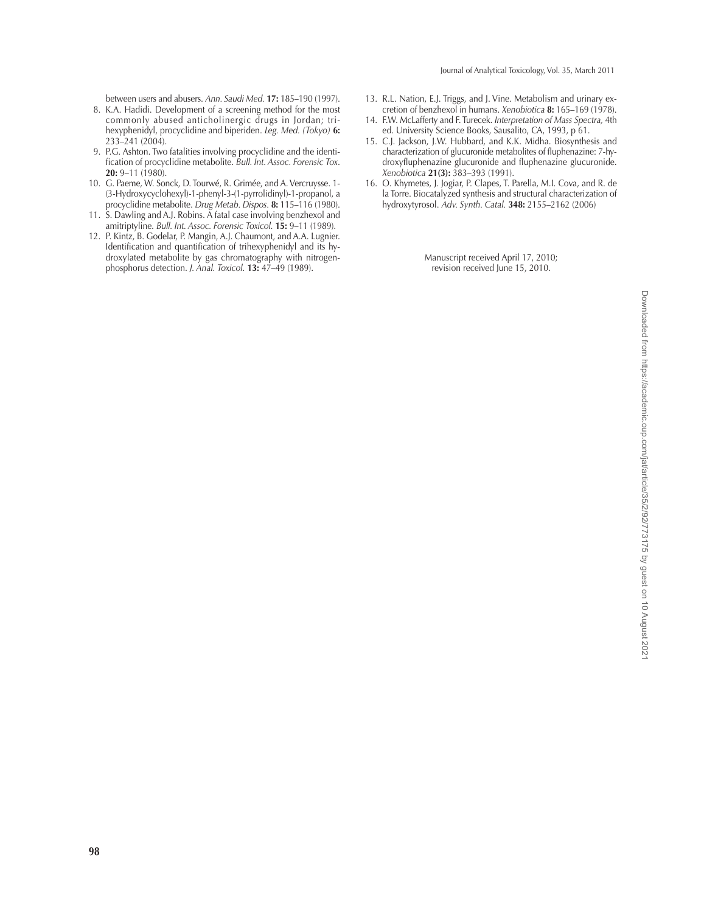between users and abusers. *Ann. Saudi Med.* **17:** 185–190 (1997).

8. K.A. Hadidi. Development of a screening method for the most commonly abused anticholinergic drugs in Jordan; trihexyphenidyl, procyclidine and biperiden. *Leg. Med. (Tokyo)* **6:** 233–241 (2004).
9. P.G. Ashton. Two fatalities involving procyclidine and the identification of procyclidine metabolite. *Bull. Int. Assoc. Forensic Tox*. **20:** 9–11 (1980).
10. G. Paeme, W. Sonck, D. Tourwé, R. Grimée, and A. Vercruysse. 1-(3-Hydroxycyclohexyl)-1-phenyl-3-(1-pyrrolidinyl)-1-propanol, a procyclidine metabolite. *Drug Metab. Dispos.* **8:** 115–116 (1980).
11. S. Dawling and A.J. Robins. A fatal case involving benzhexol and amitriptyline. *Bull. Int. Assoc. Forensic Toxicol.* **15:** 9–11 (1989).
12. P. Kintz, B. Godelar, P. Mangin, A.J. Chaumont, and A.A. Lugnier. Identification and quantification of trihexyphenidyl and its hydroxylated metabolite by gas chromatography with nitrogen-phosphorus detection. *J. Anal. Toxicol.* **13:** 47–49 (1989).
13. R.L. Nation, E.J. Triggs, and J. Vine. Metabolism and urinary excretion of benzhexol in humans. *Xenobiotica* **8:** 165–169 (1978).
14. F.W. McLafferty and F. Turecek. *Interpretation of Mass Spectra,* 4th ed. University Science Books, Sausalito, CA, 1993, p 61.
15. C.J. Jackson, J.W. Hubbard, and K.K. Midha. Biosynthesis and characterization of glucuronide metabolites of fluphenazine: 7-hydroxyfluphenazine glucuronide and fluphenazine glucuronide. *Xenobiotica* **21(3):** 383–393 (1991).
16. O. Khymetes, J. Jogiar, P. Clapes, T. Parella, M.I. Cova, and R. de la Torre. Biocatalyzed synthesis and structural characterization of hydroxytyrosol. *Adv. Synth. Catal.* **348:** 2155–2162 (2006)

Manuscript received April 17, 2010;
revision received June 15, 2010.